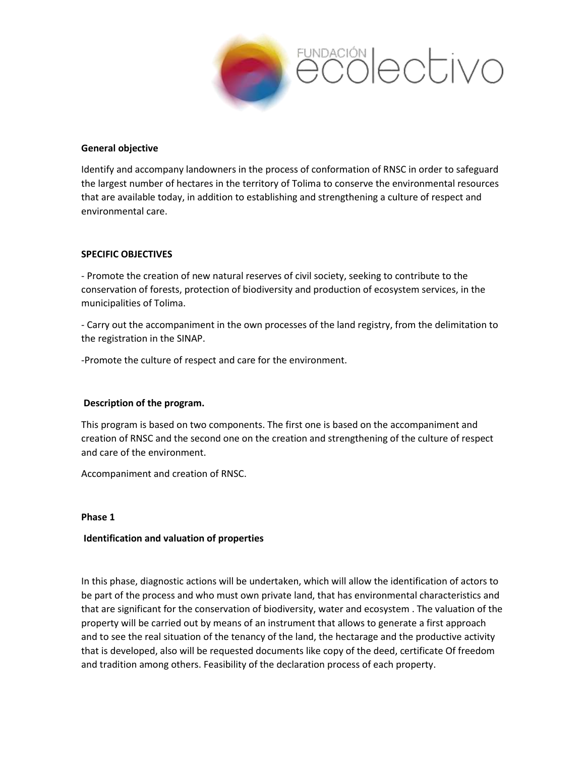FUNDACIÓN ecolectivo

**General objective**

Identify and accompany landowners in the process of conformation of RNSC in order to safeguard the largest number of hectares in the territory of Tolima to conserve the environmental resources that are available today, in addition to establishing and strengthening a culture of respect and environmental care.

**SPECIFIC OBJECTIVES**

- Promote the creation of new natural reserves of civil society, seeking to contribute to the conservation of forests, protection of biodiversity and production of ecosystem services, in the municipalities of Tolima.

- Carry out the accompaniment in the own processes of the land registry, from the delimitation to the registration in the SINAP.

-Promote the culture of respect and care for the environment.

**Description of the program.**

This program is based on two components. The first one is based on the accompaniment and creation of RNSC and the second one on the creation and strengthening of the culture of respect and care of the environment.

Accompaniment and creation of RNSC.

**Phase 1**

**Identification and valuation of properties**

In this phase, diagnostic actions will be undertaken, which will allow the identification of actors to be part of the process and who must own private land, that has environmental characteristics and that are significant for the conservation of biodiversity, water and ecosystem . The valuation of the property will be carried out by means of an instrument that allows to generate a first approach and to see the real situation of the tenancy of the land, the hectarage and the productive activity that is developed, also will be requested documents like copy of the deed, certificate Of freedom and tradition among others. Feasibility of the declaration process of each property.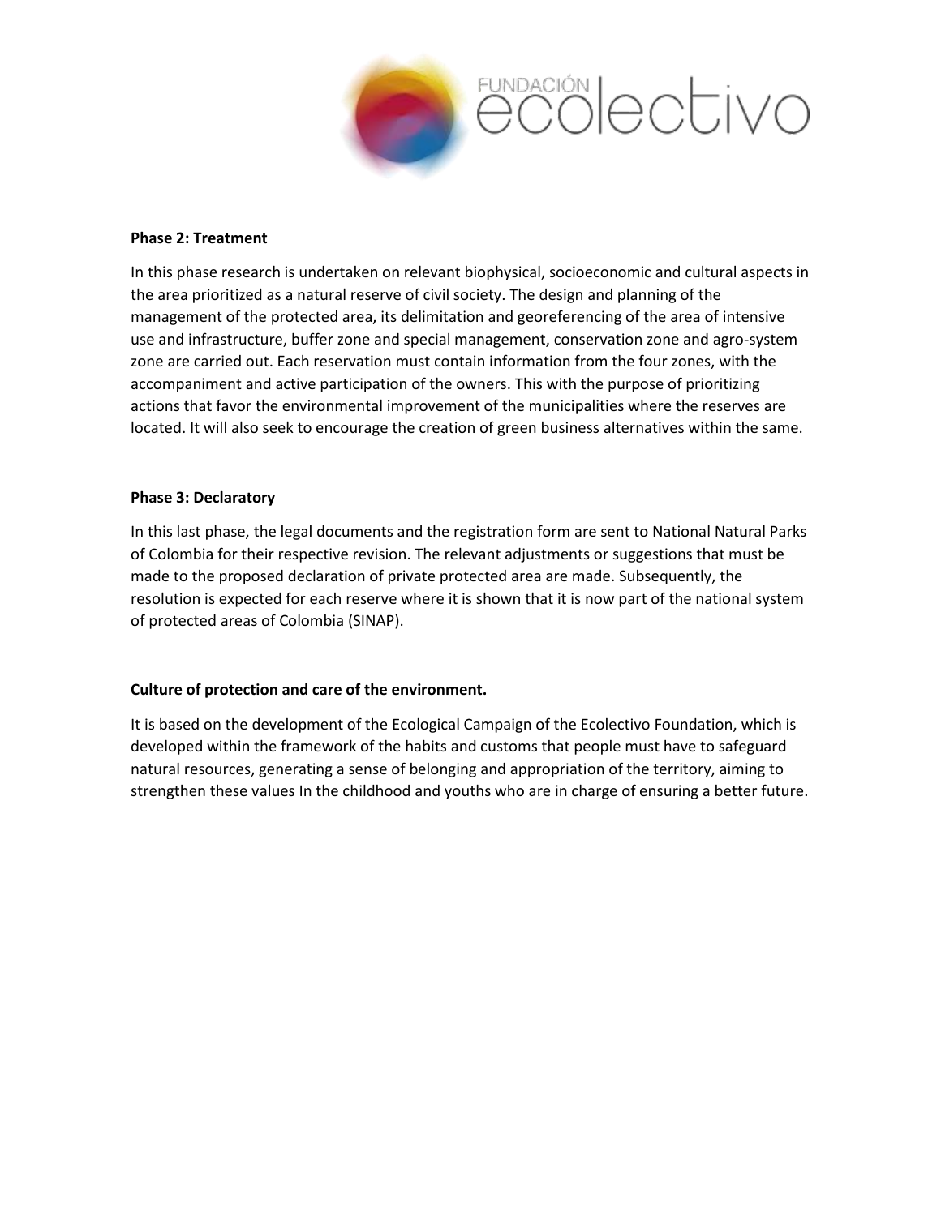**Phase 2: Treatment**

In this phase research is undertaken on relevant biophysical, socioeconomic and cultural aspects in the area prioritized as a natural reserve of civil society. The design and planning of the management of the protected area, its delimitation and georeferencing of the area of intensive use and infrastructure, buffer zone and special management, conservation zone and agro-system zone are carried out. Each reservation must contain information from the four zones, with the accompaniment and active participation of the owners. This with the purpose of prioritizing actions that favor the environmental improvement of the municipalities where the reserves are located. It will also seek to encourage the creation of green business alternatives within the same.

**Phase 3: Declaratory**

In this last phase, the legal documents and the registration form are sent to National Natural Parks of Colombia for their respective revision. The relevant adjustments or suggestions that must be made to the proposed declaration of private protected area are made. Subsequently, the resolution is expected for each reserve where it is shown that it is now part of the national system of protected areas of Colombia (SINAP).

**Culture of protection and care of the environment.**

It is based on the development of the Ecological Campaign of the Ecolectivo Foundation, which is developed within the framework of the habits and customs that people must have to safeguard natural resources, generating a sense of belonging and appropriation of the territory, aiming to strengthen these values In the childhood and youths who are in charge of ensuring a better future.